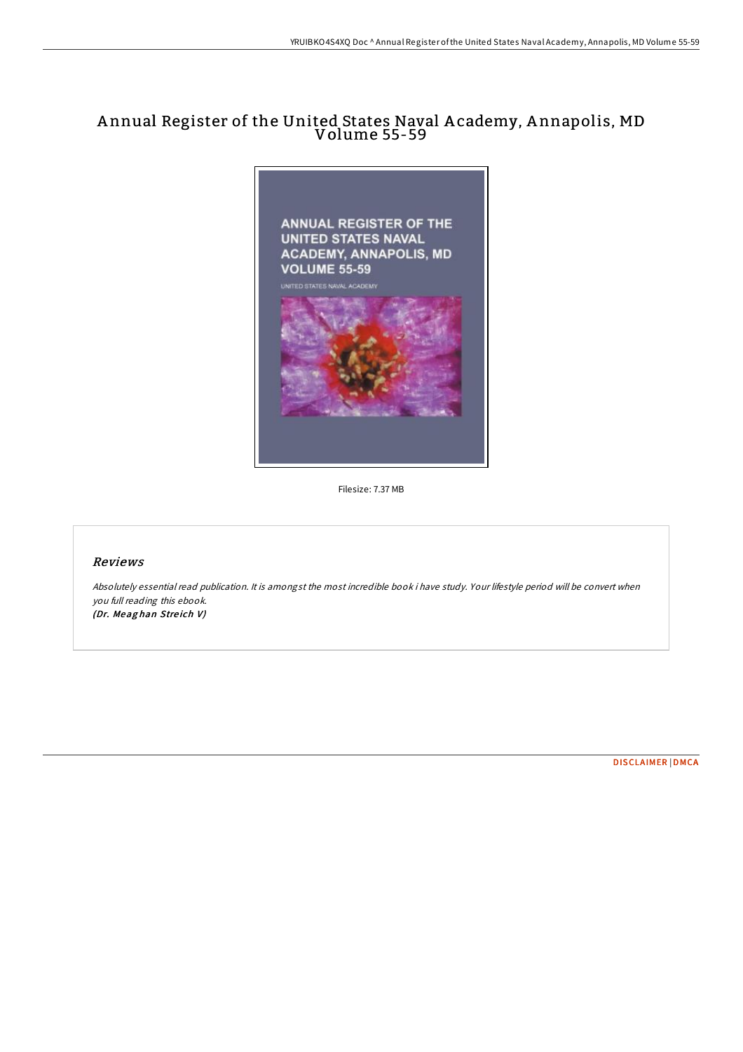# Annual Register of the United States Naval Academy, Annapolis, MD Volume 55-59

Filesize: 7.37 MB

## *Reviews*

*Absolutely essential read publication. It is amongst the most incredible book i have study. Your lifestyle period will be convert when you full reading this ebook.*
***(Dr. Meaghan Streich V)***

DISCLAIMER | DMCA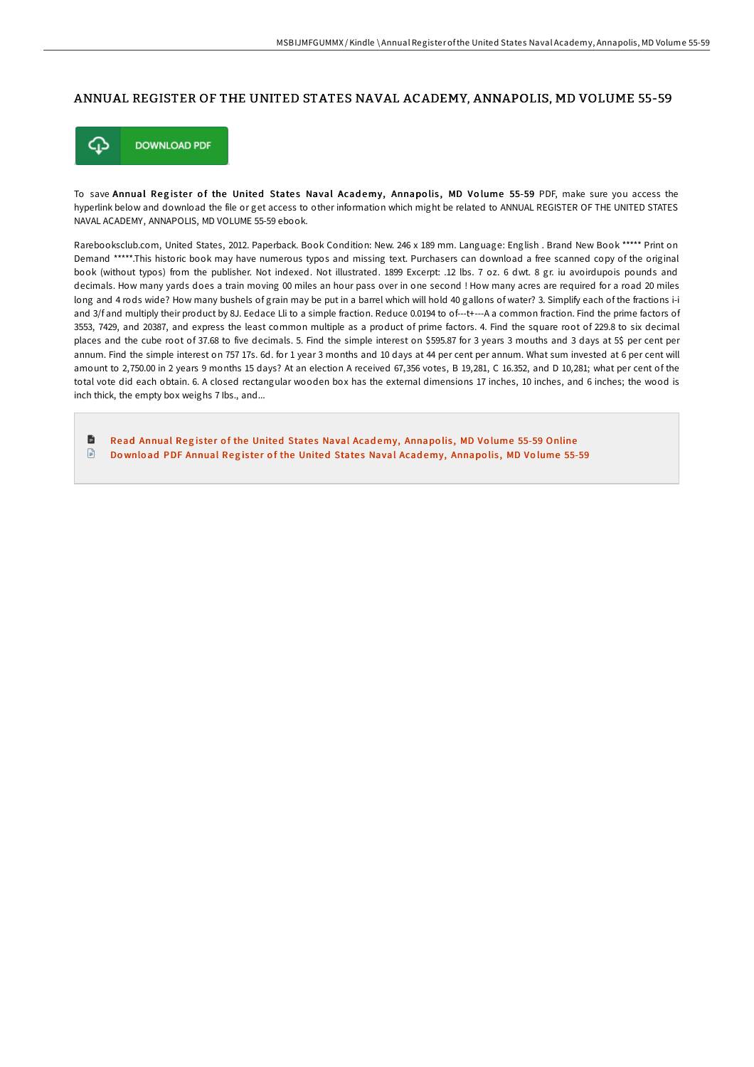# ANNUAL REGISTER OF THE UNITED STATES NAVAL ACADEMY, ANNAPOLIS, MD VOLUME 55-59

DOWNLOAD PDF

To save **Annual Register of the United States Naval Academy, Annapolis, MD Volume 55-59** PDF, make sure you access the hyperlink below and download the file or get access to other information which might be related to ANNUAL REGISTER OF THE UNITED STATES NAVAL ACADEMY, ANNAPOLIS, MD VOLUME 55-59 ebook.

Rarebooksclub.com, United States, 2012. Paperback. Book Condition: New. 246 x 189 mm. Language: English . Brand New Book ***** Print on Demand *****.This historic book may have numerous typos and missing text. Purchasers can download a free scanned copy of the original book (without typos) from the publisher. Not indexed. Not illustrated. 1899 Excerpt: .12 lbs. 7 oz. 6 dwt. 8 gr. iu avoirdupois pounds and decimals. How many yards does a train moving 00 miles an hour pass over in one second ! How many acres are required for a road 20 miles long and 4 rods wide? How many bushels of grain may be put in a barrel which will hold 40 gallons of water? 3. Simplify each of the fractions i-i and 3/f and multiply their product by 8J. Eedace Lli to a simple fraction. Reduce 0.0194 to of---t+---A a common fraction. Find the prime factors of 3553, 7429, and 20387, and express the least common multiple as a product of prime factors. 4. Find the square root of 229.8 to six decimal places and the cube root of 37.68 to five decimals. 5. Find the simple interest on $595.87 for 3 years 3 mouths and 3 days at 5$ per cent per annum. Find the simple interest on 757 17s. 6d. for 1 year 3 months and 10 days at 44 per cent per annum. What sum invested at 6 per cent will amount to 2,750.00 in 2 years 9 months 15 days? At an election A received 67,356 votes, B 19,281, C 16.352, and D 10,281; what per cent of the total vote did each obtain. 6. A closed rectangular wooden box has the external dimensions 17 inches, 10 inches, and 6 inches; the wood is inch thick, the empty box weighs 7 Ibs., and...

- Read Annual Register of the United States Naval Academy, Annapolis, MD Volume 55-59 Online
- Download PDF Annual Register of the United States Naval Academy, Annapolis, MD Volume 55-59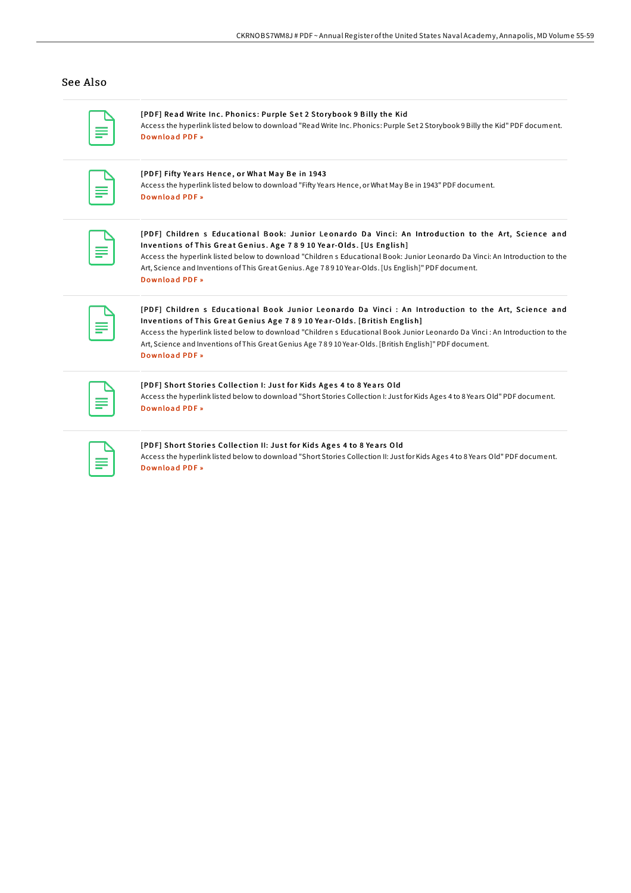## See Also

[PDF] Read Write Inc. Phonics: Purple Set 2 Storybook 9 Billy the Kid
Access the hyperlink listed below to download "Read Write Inc. Phonics: Purple Set 2 Storybook 9 Billy the Kid" PDF document.
Download PDF »

[PDF] Fifty Years Hence, or What May Be in 1943
Access the hyperlink listed below to download "Fifty Years Hence, or What May Be in 1943" PDF document.
Download PDF »

[PDF] Children s Educational Book: Junior Leonardo Da Vinci: An Introduction to the Art, Science and Inventions of This Great Genius. Age 7 8 9 10 Year-Olds. [Us English]
Access the hyperlink listed below to download "Children s Educational Book: Junior Leonardo Da Vinci: An Introduction to the Art, Science and Inventions of This Great Genius. Age 7 8 9 10 Year-Olds. [Us English]" PDF document.
Download PDF »

[PDF] Children s Educational Book Junior Leonardo Da Vinci : An Introduction to the Art, Science and Inventions of This Great Genius Age 7 8 9 10 Year-Olds. [British English]
Access the hyperlink listed below to download "Children s Educational Book Junior Leonardo Da Vinci : An Introduction to the Art, Science and Inventions of This Great Genius Age 7 8 9 10 Year-Olds. [British English]" PDF document.
Download PDF »

[PDF] Short Stories Collection I: Just for Kids Ages 4 to 8 Years Old
Access the hyperlink listed below to download "Short Stories Collection I: Just for Kids Ages 4 to 8 Years Old" PDF document.
Download PDF »

[PDF] Short Stories Collection II: Just for Kids Ages 4 to 8 Years Old
Access the hyperlink listed below to download "Short Stories Collection II: Just for Kids Ages 4 to 8 Years Old" PDF document.
Download PDF »